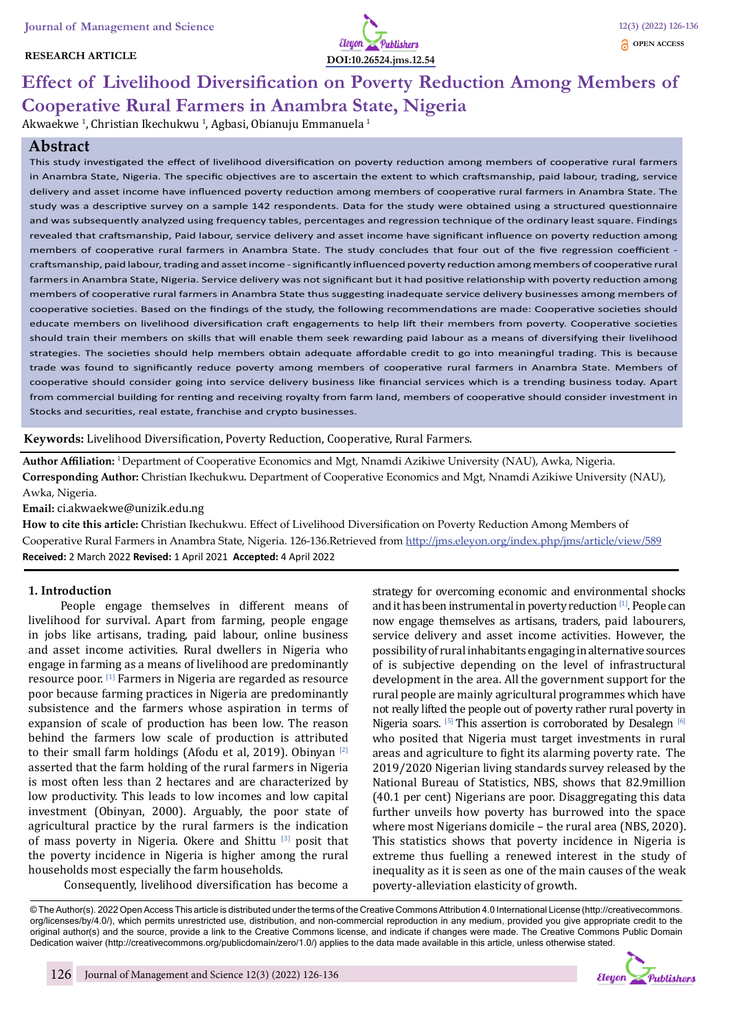RESEARCH ARTICLE

DOI:10.26524.jms.12.54

OPEN ACCESS

# Effect of Livelihood Diversification on Poverty Reduction Among Members of Cooperative Rural Farmers in Anambra State, Nigeria

Akwaekwe [1], Christian Ikechukwu [1], Agbasi, Obianuju Emmanuela [1]

## Abstract

This study investigated the effect of livelihood diversification on poverty reduction among members of cooperative rural farmers in Anambra State, Nigeria. The specific objectives are to ascertain the extent to which craftsmanship, paid labour, trading, service delivery and asset income have influenced poverty reduction among members of cooperative rural farmers in Anambra State. The study was a descriptive survey on a sample 142 respondents. Data for the study were obtained using a structured questionnaire and was subsequently analyzed using frequency tables, percentages and regression technique of the ordinary least square. Findings revealed that craftsmanship, Paid labour, trading, service delivery and asset income have significant influence on poverty reduction among members of cooperative rural farmers in Anambra State. The study concludes that four out of the five regression coefficient - craftsmanship, paid labour, trading and asset income - significantly influenced poverty reduction among members of cooperative rural farmers in Anambra State, Nigeria. Service delivery was not significant but it had positive relationship with poverty reduction among members of cooperative rural farmers in Anambra State thus suggesting inadequate service delivery businesses among members of cooperative societies. Based on the findings of the study, the following recommendations are made: Cooperative societies should educate members on livelihood diversification craft engagements to help lift their members from poverty. Cooperative societies should train their members on skills that will enable them seek rewarding paid labour as a means of diversifying their livelihood strategies. The societies should help members obtain adequate affordable credit to go into meaningful trading. This is because trade was found to significantly reduce poverty among members of cooperative rural farmers in Anambra State. Members of cooperative should consider going into service delivery business like financial services which is a trending business today. Apart from commercial building for renting and receiving royalty from farm land, members of cooperative should consider investment in Stocks and securities, real estate, franchise and crypto businesses.

**Keywords:** Livelihood Diversification, Poverty Reduction, Cooperative, Rural Farmers.

**Author Affiliation:** [1] Department of Cooperative Economics and Mgt, Nnamdi Azikiwe University (NAU), Awka, Nigeria.

**Corresponding Author:** Christian Ikechukwu. Department of Cooperative Economics and Mgt, Nnamdi Azikiwe University (NAU), Awka, Nigeria.

**Email:** ci.akwaekwe@unizik.edu.ng

**How to cite this article:** Christian Ikechukwu. Effect of Livelihood Diversification on Poverty Reduction Among Members of Cooperative Rural Farmers in Anambra State, Nigeria. 126-136.Retrieved from http://jms.eleyon.org/index.php/jms/article/view/589

**Received:** 2 March 2022 **Revised:** 1 April 2021 **Accepted:** 4 April 2022

## 1. Introduction

People engage themselves in different means of livelihood for survival. Apart from farming, people engage in jobs like artisans, trading, paid labour, online business and asset income activities. Rural dwellers in Nigeria who engage in farming as a means of livelihood are predominantly resource poor. [1] Farmers in Nigeria are regarded as resource poor because farming practices in Nigeria are predominantly subsistence and the farmers whose aspiration in terms of expansion of scale of production has been low. The reason behind the farmers low scale of production is attributed to their small farm holdings (Afodu et al, 2019). Obinyan [2] asserted that the farm holding of the rural farmers in Nigeria is most often less than 2 hectares and are characterized by low productivity. This leads to low incomes and low capital investment (Obinyan, 2000). Arguably, the poor state of agricultural practice by the rural farmers is the indication of mass poverty in Nigeria. Okere and Shittu [3] posit that the poverty incidence in Nigeria is higher among the rural households most especially the farm households.

Consequently, livelihood diversification has become a strategy for overcoming economic and environmental shocks and it has been instrumental in poverty reduction [1]. People can now engage themselves as artisans, traders, paid labourers, service delivery and asset income activities. However, the possibility of rural inhabitants engaging in alternative sources of is subjective depending on the level of infrastructural development in the area. All the government support for the rural people are mainly agricultural programmes which have not really lifted the people out of poverty rather rural poverty in Nigeria soars. [5] This assertion is corroborated by Desalegn [6] who posited that Nigeria must target investments in rural areas and agriculture to fight its alarming poverty rate. The 2019/2020 Nigerian living standards survey released by the National Bureau of Statistics, NBS, shows that 82.9million (40.1 per cent) Nigerians are poor. Disaggregating this data further unveils how poverty has burrowed into the space where most Nigerians domicile – the rural area (NBS, 2020). This statistics shows that poverty incidence in Nigeria is extreme thus fuelling a renewed interest in the study of inequality as it is seen as one of the main causes of the weak poverty-alleviation elasticity of growth.

© The Author(s). 2022 Open Access This article is distributed under the terms of the Creative Commons Attribution 4.0 International License (http://creativecommons.org/licenses/by/4.0/), which permits unrestricted use, distribution, and non-commercial reproduction in any medium, provided you give appropriate credit to the original author(s) and the source, provide a link to the Creative Commons license, and indicate if changes were made. The Creative Commons Public Domain Dedication waiver (http://creativecommons.org/publicdomain/zero/1.0/) applies to the data made available in this article, unless otherwise stated.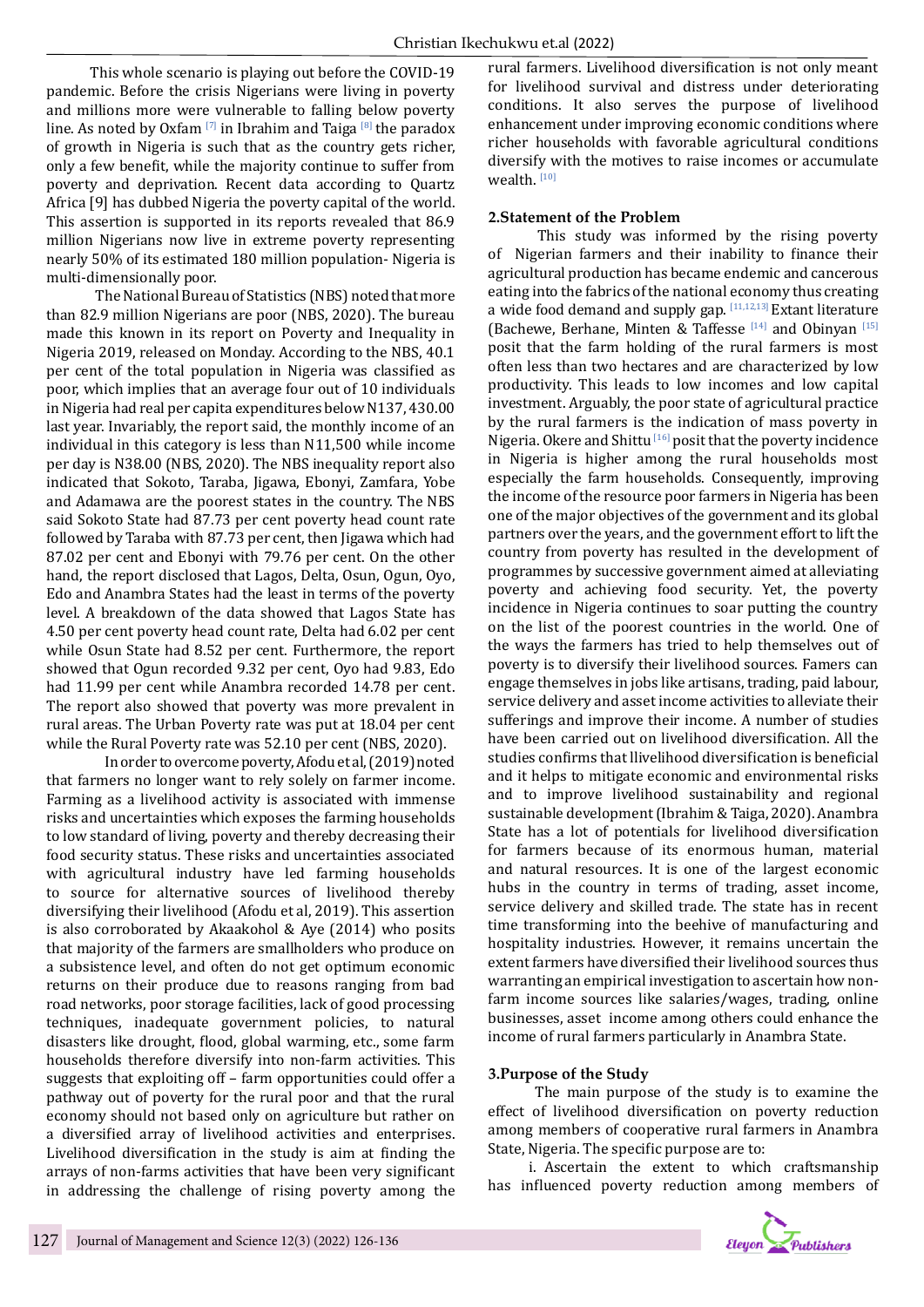This whole scenario is playing out before the COVID-19 pandemic. Before the crisis Nigerians were living in poverty and millions more were vulnerable to falling below poverty line. As noted by Oxfam [7] in Ibrahim and Taiga [8] the paradox of growth in Nigeria is such that as the country gets richer, only a few benefit, while the majority continue to suffer from poverty and deprivation. Recent data according to Quartz Africa [9] has dubbed Nigeria the poverty capital of the world. This assertion is supported in its reports revealed that 86.9 million Nigerians now live in extreme poverty representing nearly 50% of its estimated 180 million population- Nigeria is multi-dimensionally poor.

The National Bureau of Statistics (NBS) noted that more than 82.9 million Nigerians are poor (NBS, 2020). The bureau made this known in its report on Poverty and Inequality in Nigeria 2019, released on Monday. According to the NBS, 40.1 per cent of the total population in Nigeria was classified as poor, which implies that an average four out of 10 individuals in Nigeria had real per capita expenditures below N137, 430.00 last year. Invariably, the report said, the monthly income of an individual in this category is less than N11,500 while income per day is N38.00 (NBS, 2020). The NBS inequality report also indicated that Sokoto, Taraba, Jigawa, Ebonyi, Zamfara, Yobe and Adamawa are the poorest states in the country. The NBS said Sokoto State had 87.73 per cent poverty head count rate followed by Taraba with 87.73 per cent, then Jigawa which had 87.02 per cent and Ebonyi with 79.76 per cent. On the other hand, the report disclosed that Lagos, Delta, Osun, Ogun, Oyo, Edo and Anambra States had the least in terms of the poverty level. A breakdown of the data showed that Lagos State has 4.50 per cent poverty head count rate, Delta had 6.02 per cent while Osun State had 8.52 per cent. Furthermore, the report showed that Ogun recorded 9.32 per cent, Oyo had 9.83, Edo had 11.99 per cent while Anambra recorded 14.78 per cent. The report also showed that poverty was more prevalent in rural areas. The Urban Poverty rate was put at 18.04 per cent while the Rural Poverty rate was 52.10 per cent (NBS, 2020).

In order to overcome poverty, Afodu et al, (2019) noted that farmers no longer want to rely solely on farmer income. Farming as a livelihood activity is associated with immense risks and uncertainties which exposes the farming households to low standard of living, poverty and thereby decreasing their food security status. These risks and uncertainties associated with agricultural industry have led farming households to source for alternative sources of livelihood thereby diversifying their livelihood (Afodu et al, 2019). This assertion is also corroborated by Akaakohol & Aye (2014) who posits that majority of the farmers are smallholders who produce on a subsistence level, and often do not get optimum economic returns on their produce due to reasons ranging from bad road networks, poor storage facilities, lack of good processing techniques, inadequate government policies, to natural disasters like drought, flood, global warming, etc., some farm households therefore diversify into non-farm activities. This suggests that exploiting off – farm opportunities could offer a pathway out of poverty for the rural poor and that the rural economy should not based only on agriculture but rather on a diversified array of livelihood activities and enterprises. Livelihood diversification in the study is aim at finding the arrays of non-farms activities that have been very significant in addressing the challenge of rising poverty among the rural farmers. Livelihood diversification is not only meant for livelihood survival and distress under deteriorating conditions. It also serves the purpose of livelihood enhancement under improving economic conditions where richer households with favorable agricultural conditions diversify with the motives to raise incomes or accumulate wealth. [10]

## 2. Statement of the Problem

This study was informed by the rising poverty of Nigerian farmers and their inability to finance their agricultural production has became endemic and cancerous eating into the fabrics of the national economy thus creating a wide food demand and supply gap. [11,12,13] Extant literature (Bachewe, Berhane, Minten & Taffesse [14] and Obinyan [15] posit that the farm holding of the rural farmers is most often less than two hectares and are characterized by low productivity. This leads to low incomes and low capital investment. Arguably, the poor state of agricultural practice by the rural farmers is the indication of mass poverty in Nigeria. Okere and Shittu [16] posit that the poverty incidence in Nigeria is higher among the rural households most especially the farm households. Consequently, improving the income of the resource poor farmers in Nigeria has been one of the major objectives of the government and its global partners over the years, and the government effort to lift the country from poverty has resulted in the development of programmes by successive government aimed at alleviating poverty and achieving food security. Yet, the poverty incidence in Nigeria continues to soar putting the country on the list of the poorest countries in the world. One of the ways the farmers has tried to help themselves out of poverty is to diversify their livelihood sources. Famers can engage themselves in jobs like artisans, trading, paid labour, service delivery and asset income activities to alleviate their sufferings and improve their income. A number of studies have been carried out on livelihood diversification. All the studies confirms that llivelihood diversification is beneficial and it helps to mitigate economic and environmental risks and to improve livelihood sustainability and regional sustainable development (Ibrahim & Taiga, 2020). Anambra State has a lot of potentials for livelihood diversification for farmers because of its enormous human, material and natural resources. It is one of the largest economic hubs in the country in terms of trading, asset income, service delivery and skilled trade. The state has in recent time transforming into the beehive of manufacturing and hospitality industries. However, it remains uncertain the extent farmers have diversified their livelihood sources thus warranting an empirical investigation to ascertain how non-farm income sources like salaries/wages, trading, online businesses, asset income among others could enhance the income of rural farmers particularly in Anambra State.

## 3. Purpose of the Study

The main purpose of the study is to examine the effect of livelihood diversification on poverty reduction among members of cooperative rural farmers in Anambra State, Nigeria. The specific purpose are to:

i. Ascertain the extent to which craftsmanship has influenced poverty reduction among members of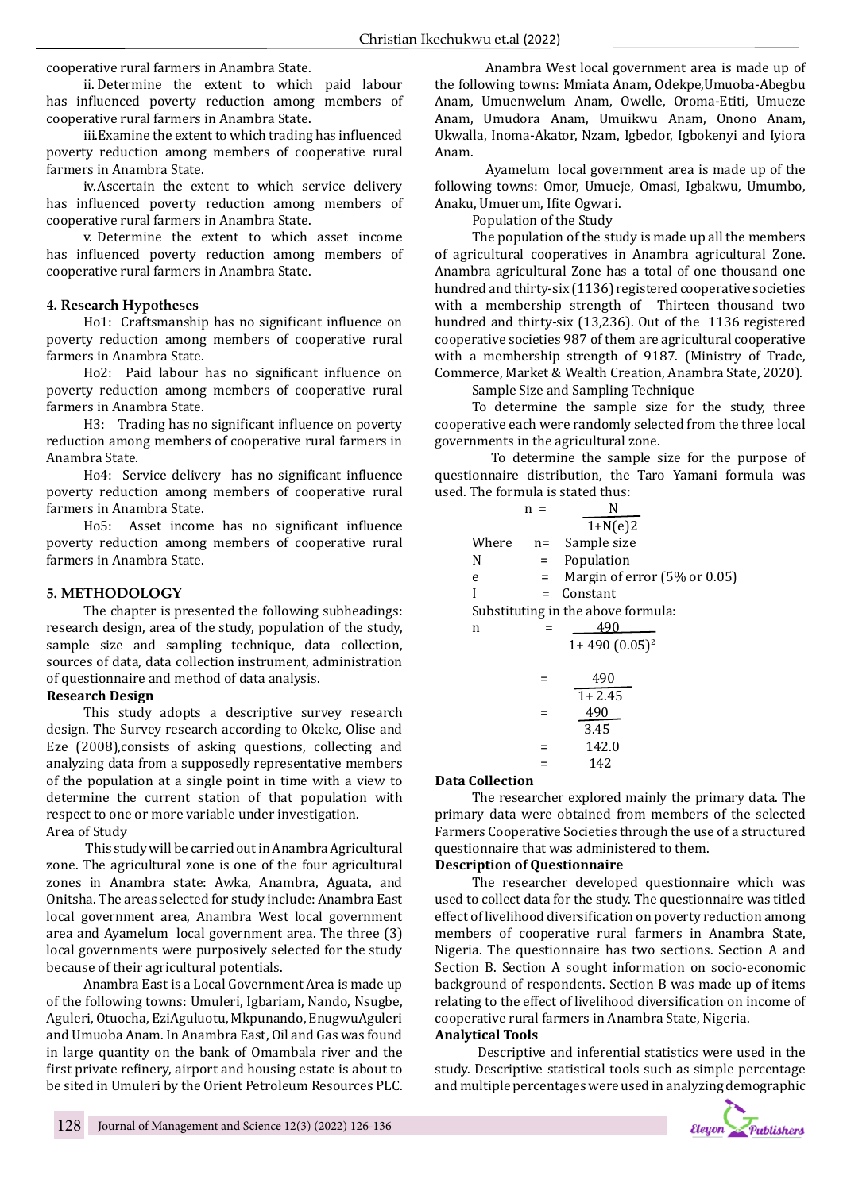cooperative rural farmers in Anambra State.

ii. Determine the extent to which paid labour has influenced poverty reduction among members of cooperative rural farmers in Anambra State.

iii.Examine the extent to which trading has influenced poverty reduction among members of cooperative rural farmers in Anambra State.

iv.Ascertain the extent to which service delivery has influenced poverty reduction among members of cooperative rural farmers in Anambra State.

v. Determine the extent to which asset income has influenced poverty reduction among members of cooperative rural farmers in Anambra State.

## 4. Research Hypotheses

Ho1: Craftsmanship has no significant influence on poverty reduction among members of cooperative rural farmers in Anambra State.

Ho2: Paid labour has no significant influence on poverty reduction among members of cooperative rural farmers in Anambra State.

H3: Trading has no significant influence on poverty reduction among members of cooperative rural farmers in Anambra State.

Ho4: Service delivery has no significant influence poverty reduction among members of cooperative rural farmers in Anambra State.

Ho5: Asset income has no significant influence poverty reduction among members of cooperative rural farmers in Anambra State.

## 5. METHODOLOGY

The chapter is presented the following subheadings: research design, area of the study, population of the study, sample size and sampling technique, data collection, sources of data, data collection instrument, administration of questionnaire and method of data analysis.

### Research Design

This study adopts a descriptive survey research design. The Survey research according to Okeke, Olise and Eze (2008),consists of asking questions, collecting and analyzing data from a supposedly representative members of the population at a single point in time with a view to determine the current station of that population with respect to one or more variable under investigation.

Area of Study

This study will be carried out in Anambra Agricultural zone. The agricultural zone is one of the four agricultural zones in Anambra state: Awka, Anambra, Aguata, and Onitsha. The areas selected for study include: Anambra East local government area, Anambra West local government area and Ayamelum local government area. The three (3) local governments were purposively selected for the study because of their agricultural potentials.

Anambra East is a Local Government Area is made up of the following towns: Umuleri, Igbariam, Nando, Nsugbe, Aguleri, Otuocha, EziAguluotu, Mkpunando, EnugwuAguleri and Umuoba Anam. In Anambra East, Oil and Gas was found in large quantity on the bank of Omambala river and the first private refinery, airport and housing estate is about to be sited in Umuleri by the Orient Petroleum Resources PLC.

Anambra West local government area is made up of the following towns: Mmiata Anam, Odekpe,Umuoba-Abegbu Anam, Umuenwelum Anam, Owelle, Oroma-Etiti, Umueze Anam, Umudora Anam, Umuikwu Anam, Onono Anam, Ukwalla, Inoma-Akator, Nzam, Igbedor, Igbokenyi and Iyiora Anam.

Ayamelum local government area is made up of the following towns: Omor, Umueje, Omasi, Igbakwu, Umumbo, Anaku, Umuerum, Ifite Ogwari.

Population of the Study

The population of the study is made up all the members of agricultural cooperatives in Anambra agricultural Zone. Anambra agricultural Zone has a total of one thousand one hundred and thirty-six (1136) registered cooperative societies with a membership strength of Thirteen thousand two hundred and thirty-six (13,236). Out of the 1136 registered cooperative societies 987 of them are agricultural cooperative with a membership strength of 9187. (Ministry of Trade, Commerce, Market & Wealth Creation, Anambra State, 2020).

Sample Size and Sampling Technique

To determine the sample size for the study, three cooperative each were randomly selected from the three local governments in the agricultural zone.

To determine the sample size for the purpose of questionnaire distribution, the Taro Yamani formula was used. The formula is stated thus:

$$n = \frac{N}{1+N(e)2}$$

Where n= Sample size

N = Population

e = Margin of error (5% or 0.05)

I = Constant

Substituting in the above formula:

$$n = \frac{490}{1+490\,(0.05)^2}$$

$$= \frac{490}{1+2.45}$$

$$= \frac{490}{3.45}$$

$$= 142.0$$

$$= 142$$

### Data Collection

The researcher explored mainly the primary data. The primary data were obtained from members of the selected Farmers Cooperative Societies through the use of a structured questionnaire that was administered to them.

### Description of Questionnaire

The researcher developed questionnaire which was used to collect data for the study. The questionnaire was titled effect of livelihood diversification on poverty reduction among members of cooperative rural farmers in Anambra State, Nigeria. The questionnaire has two sections. Section A and Section B. Section A sought information on socio-economic background of respondents. Section B was made up of items relating to the effect of livelihood diversification on income of cooperative rural farmers in Anambra State, Nigeria.

### Analytical Tools

Descriptive and inferential statistics were used in the study. Descriptive statistical tools such as simple percentage and multiple percentages were used in analyzing demographic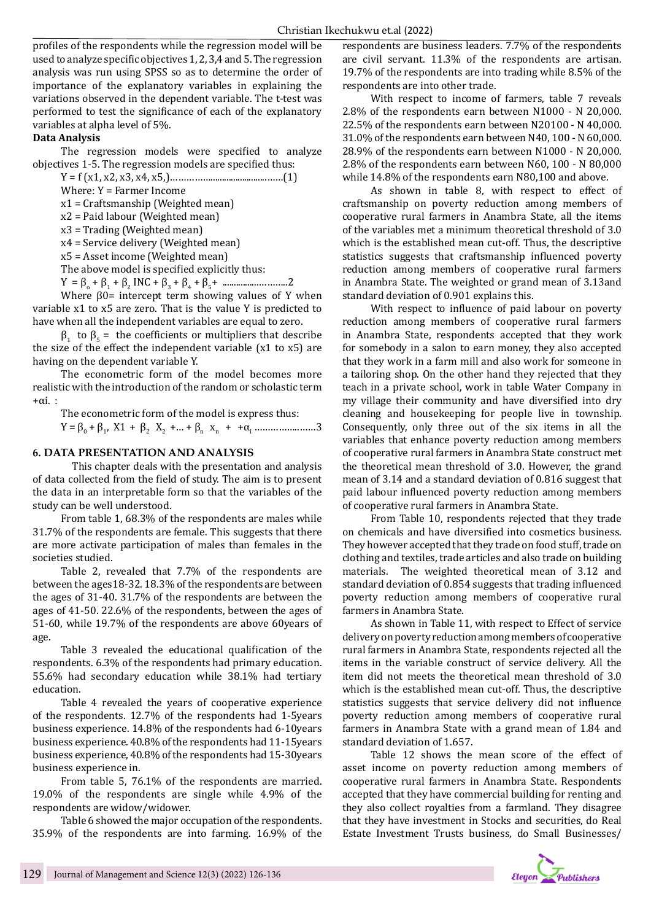profiles of the respondents while the regression model will be used to analyze specific objectives 1, 2, 3,4 and 5. The regression analysis was run using SPSS so as to determine the order of importance of the explanatory variables in explaining the variations observed in the dependent variable. The t-test was performed to test the significance of each of the explanatory variables at alpha level of 5%.

**Data Analysis**

The regression models were specified to analyze objectives 1-5. The regression models are specified thus:

Y = f (x1, x2, x3, x4, x5,)……………………………………..(1)

Where: Y = Farmer Income

x1 = Craftsmanship (Weighted mean)

x2 = Paid labour (Weighted mean)

x3 = Trading (Weighted mean)

x4 = Service delivery (Weighted mean)

x5 = Asset income (Weighted mean)

The above model is specified explicitly thus:

$Y = \beta_o + \beta_1 + \beta_2$ INC $+ \beta_3 + \beta_4 + \beta_5 +$ ……………………..2

Where β0= intercept term showing values of Y when variable x1 to x5 are zero. That is the value Y is predicted to have when all the independent variables are equal to zero.

$\beta_1$ to $\beta_5$ = the coefficients or multipliers that describe the size of the effect the independent variable (x1 to x5) are having on the dependent variable Y.

The econometric form of the model becomes more realistic with the introduction of the random or scholastic term +αi. :

The econometric form of the model is express thus:

$Y = \beta_0 + \beta_1, X1 + \beta_2 X_2 + ... + \beta_n x_n + +\alpha_i$ …………………..3

## 6. DATA PRESENTATION AND ANALYSIS

This chapter deals with the presentation and analysis of data collected from the field of study. The aim is to present the data in an interpretable form so that the variables of the study can be well understood.

From table 1, 68.3% of the respondents are males while 31.7% of the respondents are female. This suggests that there are more activate participation of males than females in the societies studied.

Table 2, revealed that 7.7% of the respondents are between the ages18-32. 18.3% of the respondents are between the ages of 31-40. 31.7% of the respondents are between the ages of 41-50. 22.6% of the respondents, between the ages of 51-60, while 19.7% of the respondents are above 60years of age.

Table 3 revealed the educational qualification of the respondents. 6.3% of the respondents had primary education. 55.6% had secondary education while 38.1% had tertiary education.

Table 4 revealed the years of cooperative experience of the respondents. 12.7% of the respondents had 1-5years business experience. 14.8% of the respondents had 6-10years business experience. 40.8% of the respondents had 11-15years business experience, 40.8% of the respondents had 15-30years business experience in.

From table 5, 76.1% of the respondents are married. 19.0% of the respondents are single while 4.9% of the respondents are widow/widower.

Table 6 showed the major occupation of the respondents. 35.9% of the respondents are into farming. 16.9% of the respondents are business leaders. 7.7% of the respondents are civil servant. 11.3% of the respondents are artisan. 19.7% of the respondents are into trading while 8.5% of the respondents are into other trade.

With respect to income of farmers, table 7 reveals 2.8% of the respondents earn between N1000 - N 20,000. 22.5% of the respondents earn between N20100 - N 40,000. 31.0% of the respondents earn between N40, 100 - N 60,000. 28.9% of the respondents earn between N1000 - N 20,000. 2.8% of the respondents earn between N60, 100 - N 80,000 while 14.8% of the respondents earn N80,100 and above.

As shown in table 8, with respect to effect of craftsmanship on poverty reduction among members of cooperative rural farmers in Anambra State, all the items of the variables met a minimum theoretical threshold of 3.0 which is the established mean cut-off. Thus, the descriptive statistics suggests that craftsmanship influenced poverty reduction among members of cooperative rural farmers in Anambra State. The weighted or grand mean of 3.13and standard deviation of 0.901 explains this.

With respect to influence of paid labour on poverty reduction among members of cooperative rural farmers in Anambra State, respondents accepted that they work for somebody in a salon to earn money, they also accepted that they work in a farm mill and also work for someone in a tailoring shop. On the other hand they rejected that they teach in a private school, work in table Water Company in my village their community and have diversified into dry cleaning and housekeeping for people live in township. Consequently, only three out of the six items in all the variables that enhance poverty reduction among members of cooperative rural farmers in Anambra State construct met the theoretical mean threshold of 3.0. However, the grand mean of 3.14 and a standard deviation of 0.816 suggest that paid labour influenced poverty reduction among members of cooperative rural farmers in Anambra State.

From Table 10, respondents rejected that they trade on chemicals and have diversified into cosmetics business. They however accepted that they trade on food stuff, trade on clothing and textiles, trade articles and also trade on building materials. The weighted theoretical mean of 3.12 and standard deviation of 0.854 suggests that trading influenced poverty reduction among members of cooperative rural farmers in Anambra State.

As shown in Table 11, with respect to Effect of service delivery on poverty reduction among members of cooperative rural farmers in Anambra State, respondents rejected all the items in the variable construct of service delivery. All the item did not meets the theoretical mean threshold of 3.0 which is the established mean cut-off. Thus, the descriptive statistics suggests that service delivery did not influence poverty reduction among members of cooperative rural farmers in Anambra State with a grand mean of 1.84 and standard deviation of 1.657.

Table 12 shows the mean score of the effect of asset income on poverty reduction among members of cooperative rural farmers in Anambra State. Respondents accepted that they have commercial building for renting and they also collect royalties from a farmland. They disagree that they have investment in Stocks and securities, do Real Estate Investment Trusts business, do Small Businesses/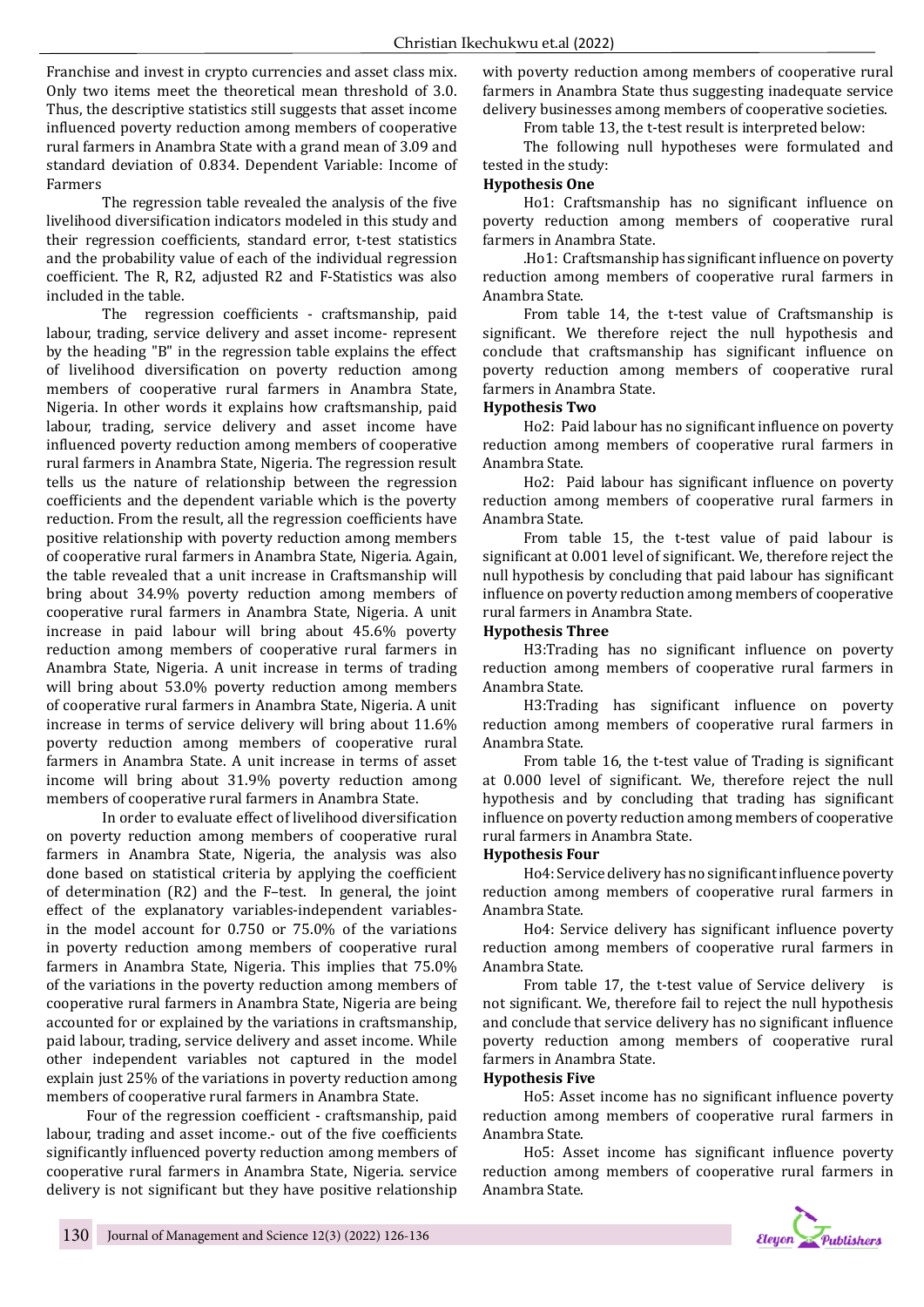Franchise and invest in crypto currencies and asset class mix. Only two items meet the theoretical mean threshold of 3.0. Thus, the descriptive statistics still suggests that asset income influenced poverty reduction among members of cooperative rural farmers in Anambra State with a grand mean of 3.09 and standard deviation of 0.834. Dependent Variable: Income of Farmers

The regression table revealed the analysis of the five livelihood diversification indicators modeled in this study and their regression coefficients, standard error, t-test statistics and the probability value of each of the individual regression coefficient. The R, R2, adjusted R2 and F-Statistics was also included in the table.

The regression coefficients - craftsmanship, paid labour, trading, service delivery and asset income- represent by the heading "B" in the regression table explains the effect of livelihood diversification on poverty reduction among members of cooperative rural farmers in Anambra State, Nigeria. In other words it explains how craftsmanship, paid labour, trading, service delivery and asset income have influenced poverty reduction among members of cooperative rural farmers in Anambra State, Nigeria. The regression result tells us the nature of relationship between the regression coefficients and the dependent variable which is the poverty reduction. From the result, all the regression coefficients have positive relationship with poverty reduction among members of cooperative rural farmers in Anambra State, Nigeria. Again, the table revealed that a unit increase in Craftsmanship will bring about 34.9% poverty reduction among members of cooperative rural farmers in Anambra State, Nigeria. A unit increase in paid labour will bring about 45.6% poverty reduction among members of cooperative rural farmers in Anambra State, Nigeria. A unit increase in terms of trading will bring about 53.0% poverty reduction among members of cooperative rural farmers in Anambra State, Nigeria. A unit increase in terms of service delivery will bring about 11.6% poverty reduction among members of cooperative rural farmers in Anambra State. A unit increase in terms of asset income will bring about 31.9% poverty reduction among members of cooperative rural farmers in Anambra State.

In order to evaluate effect of livelihood diversification on poverty reduction among members of cooperative rural farmers in Anambra State, Nigeria, the analysis was also done based on statistical criteria by applying the coefficient of determination (R2) and the F–test. In general, the joint effect of the explanatory variables-independent variables- in the model account for 0.750 or 75.0% of the variations in poverty reduction among members of cooperative rural farmers in Anambra State, Nigeria. This implies that 75.0% of the variations in the poverty reduction among members of cooperative rural farmers in Anambra State, Nigeria are being accounted for or explained by the variations in craftsmanship, paid labour, trading, service delivery and asset income. While other independent variables not captured in the model explain just 25% of the variations in poverty reduction among members of cooperative rural farmers in Anambra State.

Four of the regression coefficient - craftsmanship, paid labour, trading and asset income.- out of the five coefficients significantly influenced poverty reduction among members of cooperative rural farmers in Anambra State, Nigeria. service delivery is not significant but they have positive relationship with poverty reduction among members of cooperative rural farmers in Anambra State thus suggesting inadequate service delivery businesses among members of cooperative societies.

From table 13, the t-test result is interpreted below:

The following null hypotheses were formulated and tested in the study:

**Hypothesis One**

Ho1: Craftsmanship has no significant influence on poverty reduction among members of cooperative rural farmers in Anambra State.

.Ho1: Craftsmanship has significant influence on poverty reduction among members of cooperative rural farmers in Anambra State.

From table 14, the t-test value of Craftsmanship is significant. We therefore reject the null hypothesis and conclude that craftsmanship has significant influence on poverty reduction among members of cooperative rural farmers in Anambra State.

**Hypothesis Two**

Ho2: Paid labour has no significant influence on poverty reduction among members of cooperative rural farmers in Anambra State.

Ho2: Paid labour has significant influence on poverty reduction among members of cooperative rural farmers in Anambra State.

From table 15, the t-test value of paid labour is significant at 0.001 level of significant. We, therefore reject the null hypothesis by concluding that paid labour has significant influence on poverty reduction among members of cooperative rural farmers in Anambra State.

**Hypothesis Three**

H3:Trading has no significant influence on poverty reduction among members of cooperative rural farmers in Anambra State.

H3:Trading has significant influence on poverty reduction among members of cooperative rural farmers in Anambra State.

From table 16, the t-test value of Trading is significant at 0.000 level of significant. We, therefore reject the null hypothesis and by concluding that trading has significant influence on poverty reduction among members of cooperative rural farmers in Anambra State.

**Hypothesis Four**

Ho4: Service delivery has no significant influence poverty reduction among members of cooperative rural farmers in Anambra State.

Ho4: Service delivery has significant influence poverty reduction among members of cooperative rural farmers in Anambra State.

From table 17, the t-test value of Service delivery is not significant. We, therefore fail to reject the null hypothesis and conclude that service delivery has no significant influence poverty reduction among members of cooperative rural farmers in Anambra State.

**Hypothesis Five**

Ho5: Asset income has no significant influence poverty reduction among members of cooperative rural farmers in Anambra State.

Ho5: Asset income has significant influence poverty reduction among members of cooperative rural farmers in Anambra State.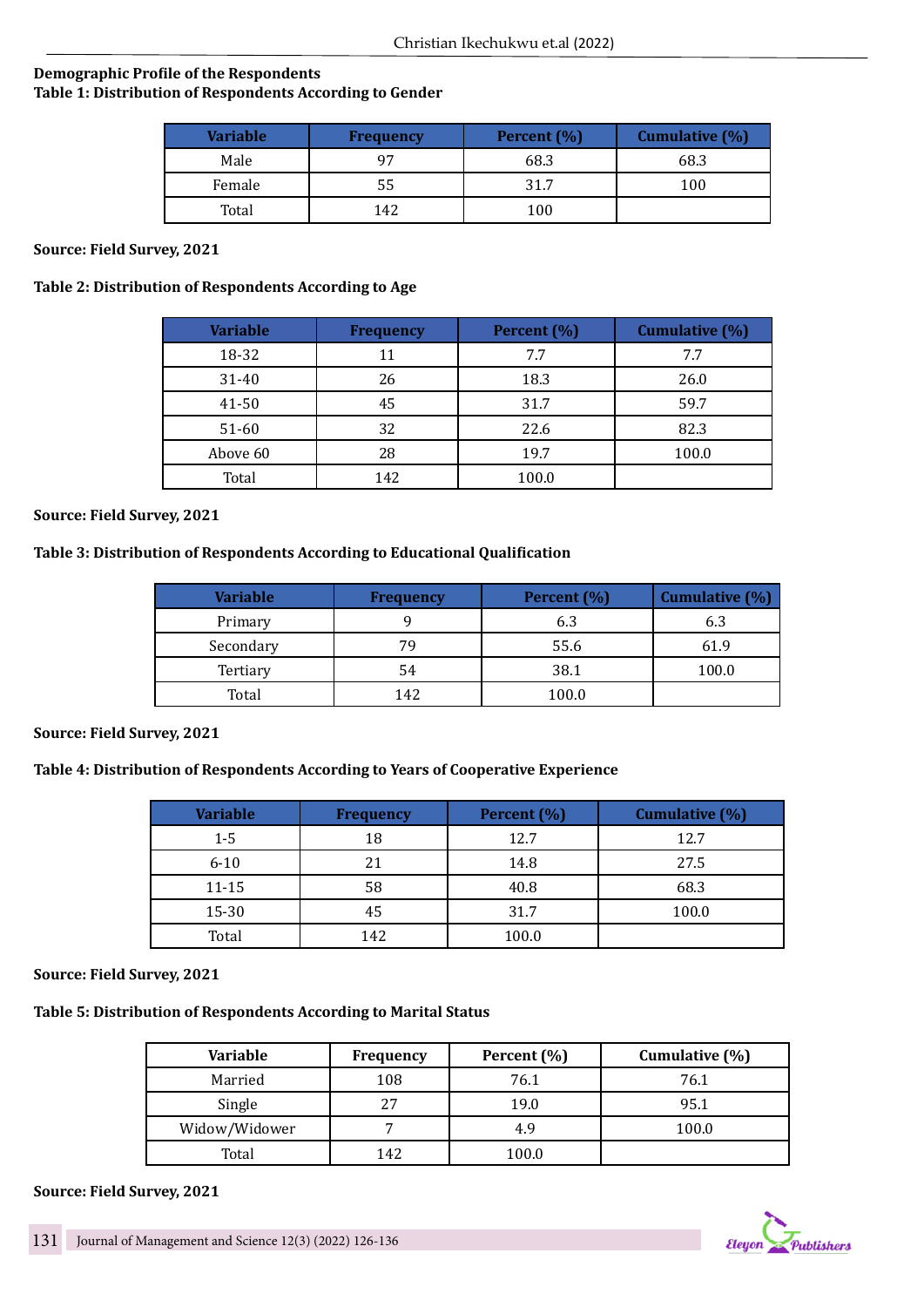**Demographic Profile of the Respondents**

**Table 1: Distribution of Respondents According to Gender**

| Variable | Frequency | Percent (%) | Cumulative (%) |
|---|---|---|---|
| Male | 97 | 68.3 | 68.3 |
| Female | 55 | 31.7 | 100 |
| Total | 142 | 100 | |

**Source: Field Survey, 2021**

**Table 2: Distribution of Respondents According to Age**

| Variable | Frequency | Percent (%) | Cumulative (%) |
|---|---|---|---|
| 18-32 | 11 | 7.7 | 7.7 |
| 31-40 | 26 | 18.3 | 26.0 |
| 41-50 | 45 | 31.7 | 59.7 |
| 51-60 | 32 | 22.6 | 82.3 |
| Above 60 | 28 | 19.7 | 100.0 |
| Total | 142 | 100.0 | |

**Source: Field Survey, 2021**

**Table 3: Distribution of Respondents According to Educational Qualification**

| Variable | Frequency | Percent (%) | Cumulative (%) |
|---|---|---|---|
| Primary | 9 | 6.3 | 6.3 |
| Secondary | 79 | 55.6 | 61.9 |
| Tertiary | 54 | 38.1 | 100.0 |
| Total | 142 | 100.0 | |

**Source: Field Survey, 2021**

**Table 4: Distribution of Respondents According to Years of Cooperative Experience**

| Variable | Frequency | Percent (%) | Cumulative (%) |
|---|---|---|---|
| 1-5 | 18 | 12.7 | 12.7 |
| 6-10 | 21 | 14.8 | 27.5 |
| 11-15 | 58 | 40.8 | 68.3 |
| 15-30 | 45 | 31.7 | 100.0 |
| Total | 142 | 100.0 | |

**Source: Field Survey, 2021**

**Table 5: Distribution of Respondents According to Marital Status**

| Variable | Frequency | Percent (%) | Cumulative (%) |
|---|---|---|---|
| Married | 108 | 76.1 | 76.1 |
| Single | 27 | 19.0 | 95.1 |
| Widow/Widower | 7 | 4.9 | 100.0 |
| Total | 142 | 100.0 | |

**Source: Field Survey, 2021**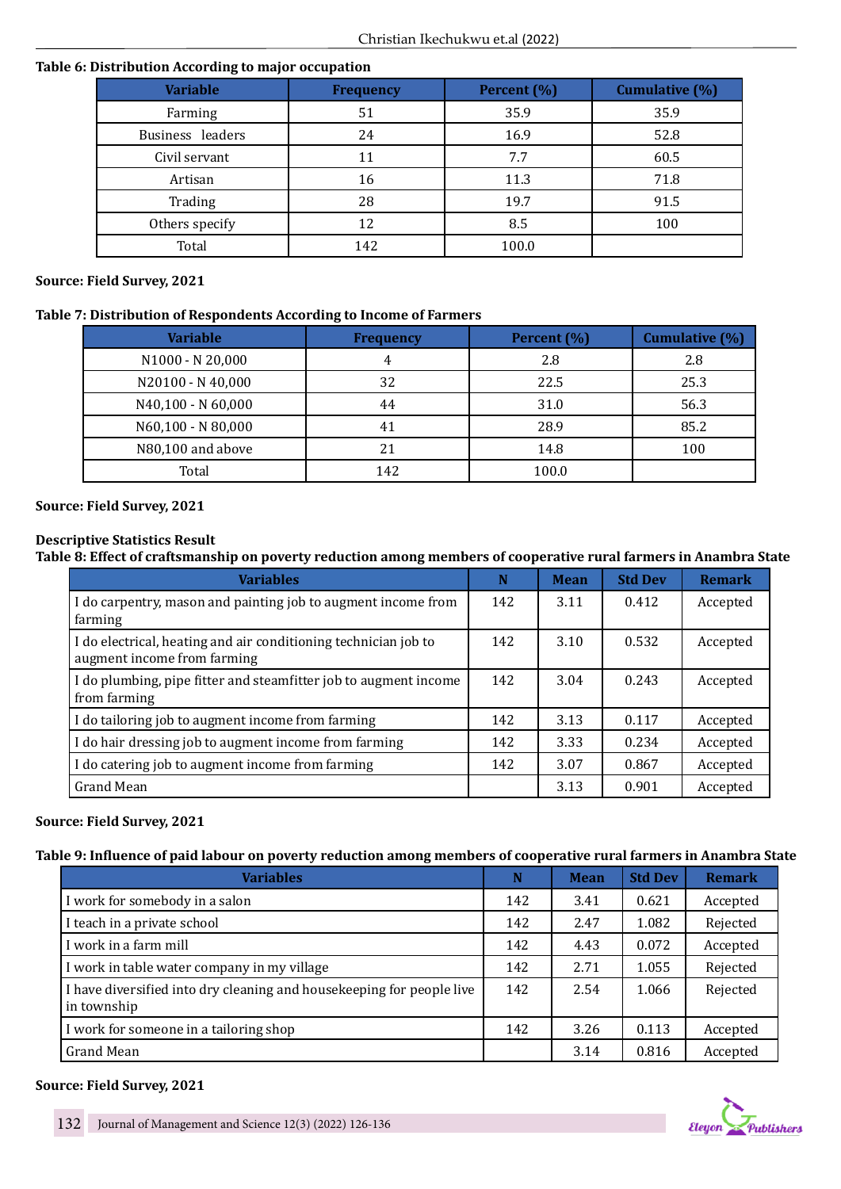**Table 6: Distribution According to major occupation**

| Variable | Frequency | Percent (%) | Cumulative (%) |
|---|---|---|---|
| Farming | 51 | 35.9 | 35.9 |
| Business leaders | 24 | 16.9 | 52.8 |
| Civil servant | 11 | 7.7 | 60.5 |
| Artisan | 16 | 11.3 | 71.8 |
| Trading | 28 | 19.7 | 91.5 |
| Others specify | 12 | 8.5 | 100 |
| Total | 142 | 100.0 | |

**Source: Field Survey, 2021**

**Table 7: Distribution of Respondents According to Income of Farmers**

| Variable | Frequency | Percent (%) | Cumulative (%) |
|---|---|---|---|
| N1000 - N 20,000 | 4 | 2.8 | 2.8 |
| N20100 - N 40,000 | 32 | 22.5 | 25.3 |
| N40,100 - N 60,000 | 44 | 31.0 | 56.3 |
| N60,100 - N 80,000 | 41 | 28.9 | 85.2 |
| N80,100 and above | 21 | 14.8 | 100 |
| Total | 142 | 100.0 | |

**Source: Field Survey, 2021**

**Descriptive Statistics Result**

**Table 8: Effect of craftsmanship on poverty reduction among members of cooperative rural farmers in Anambra State**

| Variables | N | Mean | Std Dev | Remark |
|---|---|---|---|---|
| I do carpentry, mason and painting job to augment income from farming | 142 | 3.11 | 0.412 | Accepted |
| I do electrical, heating and air conditioning technician job to augment income from farming | 142 | 3.10 | 0.532 | Accepted |
| I do plumbing, pipe fitter and steamfitter job to augment income from farming | 142 | 3.04 | 0.243 | Accepted |
| I do tailoring job to augment income from farming | 142 | 3.13 | 0.117 | Accepted |
| I do hair dressing job to augment income from farming | 142 | 3.33 | 0.234 | Accepted |
| I do catering job to augment income from farming | 142 | 3.07 | 0.867 | Accepted |
| Grand Mean | | 3.13 | 0.901 | Accepted |

**Source: Field Survey, 2021**

**Table 9: Influence of paid labour on poverty reduction among members of cooperative rural farmers in Anambra State**

| Variables | N | Mean | Std Dev | Remark |
|---|---|---|---|---|
| I work for somebody in a salon | 142 | 3.41 | 0.621 | Accepted |
| I teach in a private school | 142 | 2.47 | 1.082 | Rejected |
| I work in a farm mill | 142 | 4.43 | 0.072 | Accepted |
| I work in table water company in my village | 142 | 2.71 | 1.055 | Rejected |
| I have diversified into dry cleaning and housekeeping for people live in township | 142 | 2.54 | 1.066 | Rejected |
| I work for someone in a tailoring shop | 142 | 3.26 | 0.113 | Accepted |
| Grand Mean | | 3.14 | 0.816 | Accepted |

**Source: Field Survey, 2021**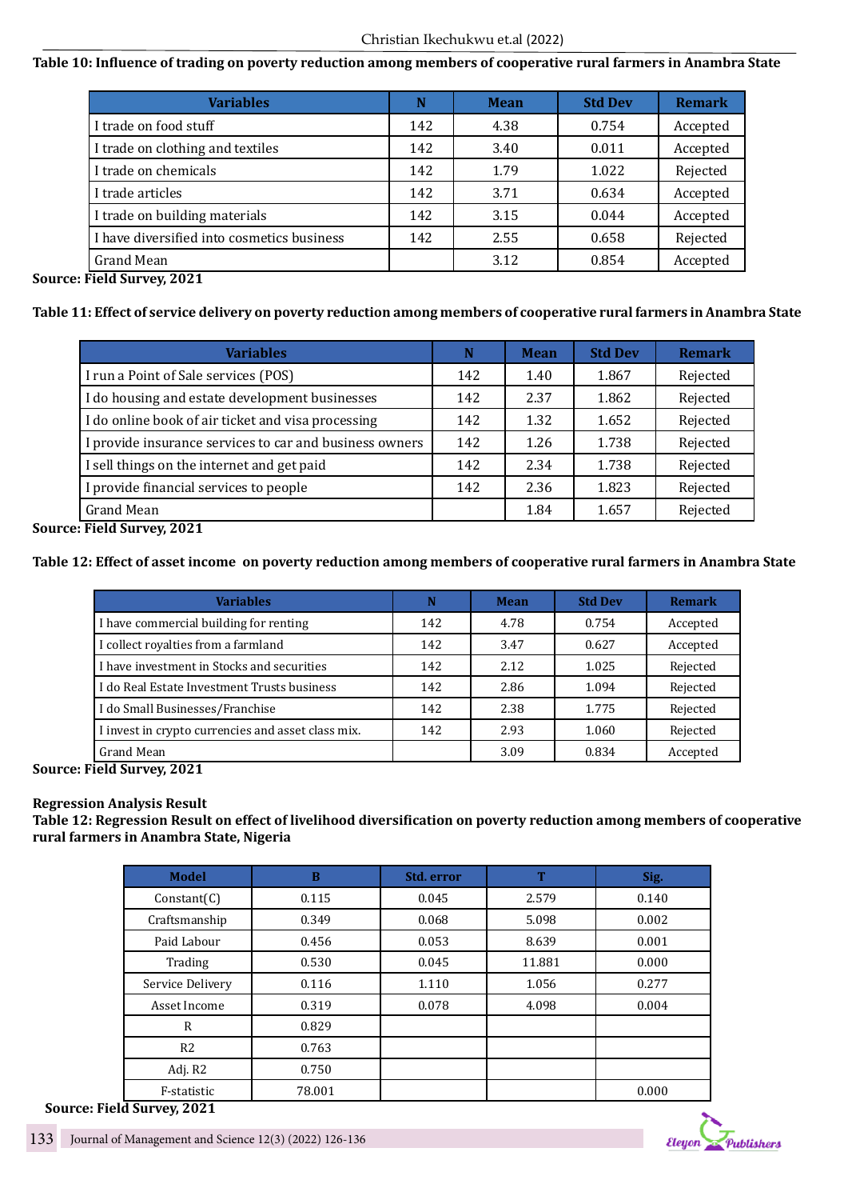**Table 10: Influence of trading on poverty reduction among members of cooperative rural farmers in Anambra State**

| Variables | N | Mean | Std Dev | Remark |
|---|---|---|---|---|
| I trade on food stuff | 142 | 4.38 | 0.754 | Accepted |
| I trade on clothing and textiles | 142 | 3.40 | 0.011 | Accepted |
| I trade on chemicals | 142 | 1.79 | 1.022 | Rejected |
| I trade articles | 142 | 3.71 | 0.634 | Accepted |
| I trade on building materials | 142 | 3.15 | 0.044 | Accepted |
| I have diversified into cosmetics business | 142 | 2.55 | 0.658 | Rejected |
| Grand Mean | | 3.12 | 0.854 | Accepted |

**Source: Field Survey, 2021**

**Table 11: Effect of service delivery on poverty reduction among members of cooperative rural farmers in Anambra State**

| Variables | N | Mean | Std Dev | Remark |
|---|---|---|---|---|
| I run a Point of Sale services (POS) | 142 | 1.40 | 1.867 | Rejected |
| I do housing and estate development businesses | 142 | 2.37 | 1.862 | Rejected |
| I do online book of air ticket and visa processing | 142 | 1.32 | 1.652 | Rejected |
| I provide insurance services to car and business owners | 142 | 1.26 | 1.738 | Rejected |
| I sell things on the internet and get paid | 142 | 2.34 | 1.738 | Rejected |
| I provide financial services to people | 142 | 2.36 | 1.823 | Rejected |
| Grand Mean | | 1.84 | 1.657 | Rejected |

**Source: Field Survey, 2021**

**Table 12: Effect of asset income on poverty reduction among members of cooperative rural farmers in Anambra State**

| Variables | N | Mean | Std Dev | Remark |
|---|---|---|---|---|
| I have commercial building for renting | 142 | 4.78 | 0.754 | Accepted |
| I collect royalties from a farmland | 142 | 3.47 | 0.627 | Accepted |
| I have investment in Stocks and securities | 142 | 2.12 | 1.025 | Rejected |
| I do Real Estate Investment Trusts business | 142 | 2.86 | 1.094 | Rejected |
| I do Small Businesses/Franchise | 142 | 2.38 | 1.775 | Rejected |
| I invest in crypto currencies and asset class mix. | 142 | 2.93 | 1.060 | Rejected |
| Grand Mean | | 3.09 | 0.834 | Accepted |

**Source: Field Survey, 2021**

**Regression Analysis Result**

**Table 12: Regression Result on effect of livelihood diversification on poverty reduction among members of cooperative rural farmers in Anambra State, Nigeria**

| Model | B | Std. error | T | Sig. |
|---|---|---|---|---|
| Constant(C) | 0.115 | 0.045 | 2.579 | 0.140 |
| Craftsmanship | 0.349 | 0.068 | 5.098 | 0.002 |
| Paid Labour | 0.456 | 0.053 | 8.639 | 0.001 |
| Trading | 0.530 | 0.045 | 11.881 | 0.000 |
| Service Delivery | 0.116 | 1.110 | 1.056 | 0.277 |
| Asset Income | 0.319 | 0.078 | 4.098 | 0.004 |
| R | 0.829 | | | |
| R2 | 0.763 | | | |
| Adj. R2 | 0.750 | | | |
| F-statistic | 78.001 | | | 0.000 |

**Source: Field Survey, 2021**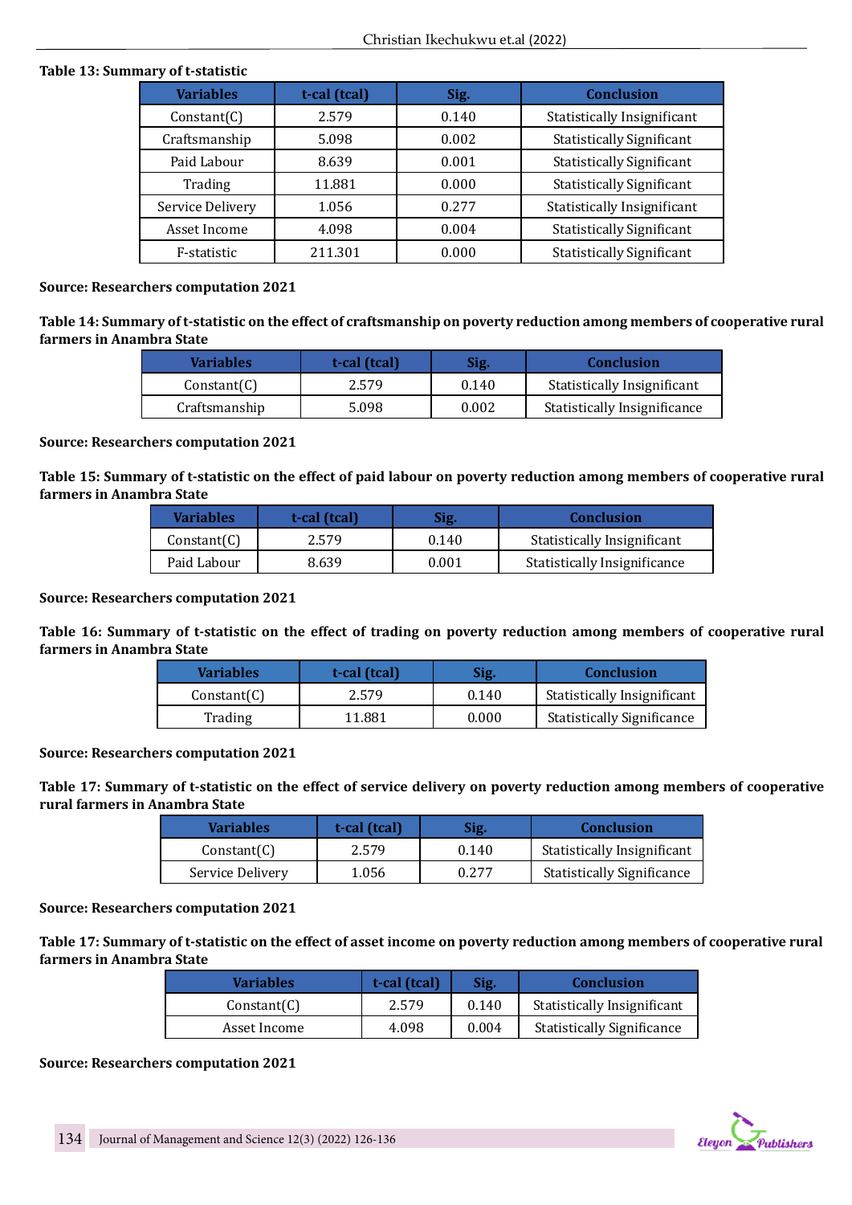**Table 13: Summary of t-statistic**

| Variables | t-cal (tcal) | Sig. | Conclusion |
|---|---|---|---|
| Constant(C) | 2.579 | 0.140 | Statistically Insignificant |
| Craftsmanship | 5.098 | 0.002 | Statistically Significant |
| Paid Labour | 8.639 | 0.001 | Statistically Significant |
| Trading | 11.881 | 0.000 | Statistically Significant |
| Service Delivery | 1.056 | 0.277 | Statistically Insignificant |
| Asset Income | 4.098 | 0.004 | Statistically Significant |
| F-statistic | 211.301 | 0.000 | Statistically Significant |

**Source: Researchers computation 2021**

**Table 14: Summary of t-statistic on the effect of craftsmanship on poverty reduction among members of cooperative rural farmers in Anambra State**

| Variables | t-cal (tcal) | Sig. | Conclusion |
|---|---|---|---|
| Constant(C) | 2.579 | 0.140 | Statistically Insignificant |
| Craftsmanship | 5.098 | 0.002 | Statistically Insignificance |

**Source: Researchers computation 2021**

**Table 15: Summary of t-statistic on the effect of paid labour on poverty reduction among members of cooperative rural farmers in Anambra State**

| Variables | t-cal (tcal) | Sig. | Conclusion |
|---|---|---|---|
| Constant(C) | 2.579 | 0.140 | Statistically Insignificant |
| Paid Labour | 8.639 | 0.001 | Statistically Insignificance |

**Source: Researchers computation 2021**

**Table 16: Summary of t-statistic on the effect of trading on poverty reduction among members of cooperative rural farmers in Anambra State**

| Variables | t-cal (tcal) | Sig. | Conclusion |
|---|---|---|---|
| Constant(C) | 2.579 | 0.140 | Statistically Insignificant |
| Trading | 11.881 | 0.000 | Statistically Significance |

**Source: Researchers computation 2021**

**Table 17: Summary of t-statistic on the effect of service delivery on poverty reduction among members of cooperative rural farmers in Anambra State**

| Variables | t-cal (tcal) | Sig. | Conclusion |
|---|---|---|---|
| Constant(C) | 2.579 | 0.140 | Statistically Insignificant |
| Service Delivery | 1.056 | 0.277 | Statistically Significance |

**Source: Researchers computation 2021**

**Table 17: Summary of t-statistic on the effect of asset income on poverty reduction among members of cooperative rural farmers in Anambra State**

| Variables | t-cal (tcal) | Sig. | Conclusion |
|---|---|---|---|
| Constant(C) | 2.579 | 0.140 | Statistically Insignificant |
| Asset Income | 4.098 | 0.004 | Statistically Significance |

**Source: Researchers computation 2021**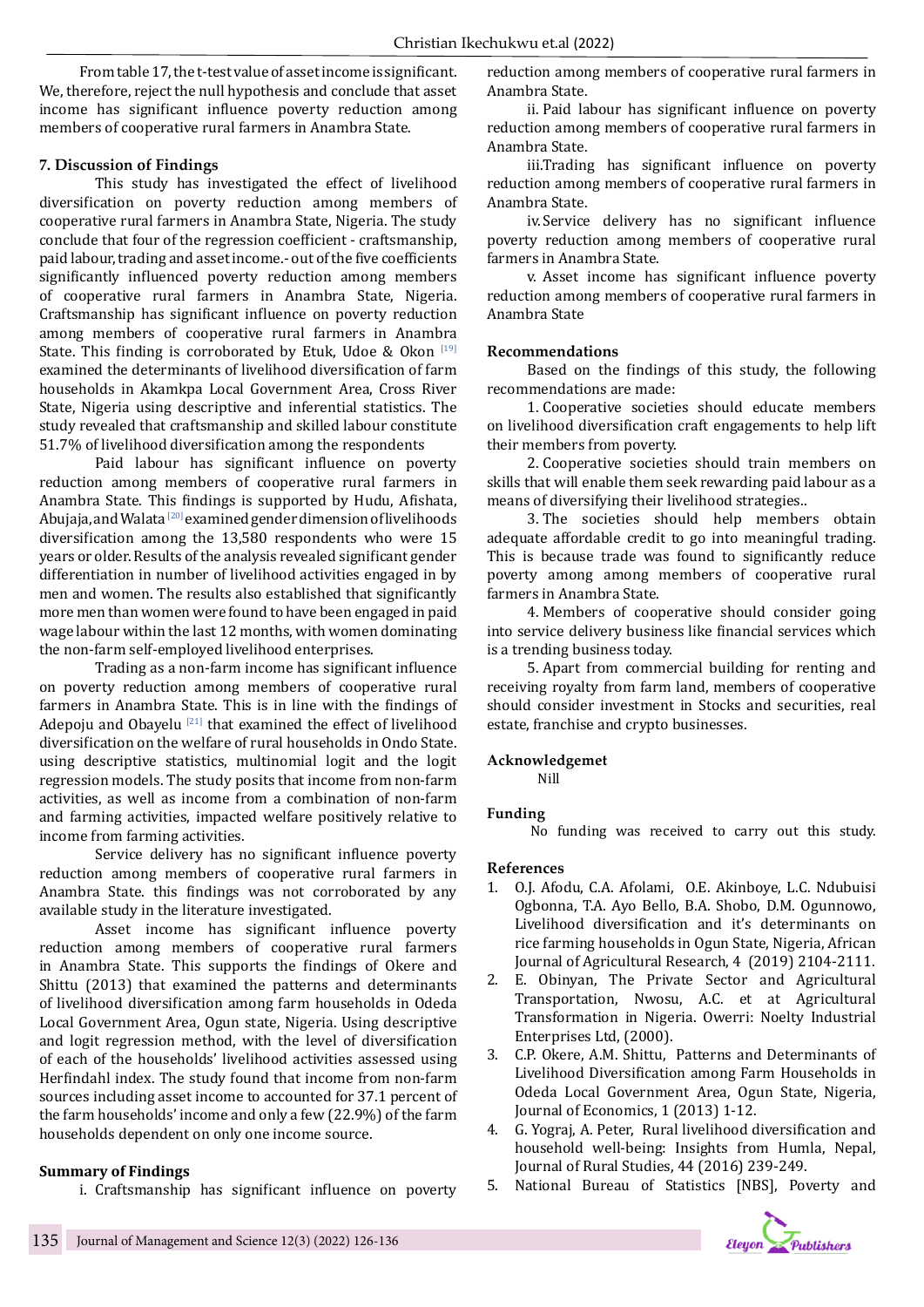From table 17, the t-test value of asset income is significant. We, therefore, reject the null hypothesis and conclude that asset income has significant influence poverty reduction among members of cooperative rural farmers in Anambra State.

## 7. Discussion of Findings

This study has investigated the effect of livelihood diversification on poverty reduction among members of cooperative rural farmers in Anambra State, Nigeria. The study conclude that four of the regression coefficient - craftsmanship, paid labour, trading and asset income.- out of the five coefficients significantly influenced poverty reduction among members of cooperative rural farmers in Anambra State, Nigeria. Craftsmanship has significant influence on poverty reduction among members of cooperative rural farmers in Anambra State. This finding is corroborated by Etuk, Udoe & Okon [19] examined the determinants of livelihood diversification of farm households in Akamkpa Local Government Area, Cross River State, Nigeria using descriptive and inferential statistics. The study revealed that craftsmanship and skilled labour constitute 51.7% of livelihood diversification among the respondents

Paid labour has significant influence on poverty reduction among members of cooperative rural farmers in Anambra State. This findings is supported by Hudu, Afishata, Abujaja, and Walata [20] examined gender dimension of livelihoods diversification among the 13,580 respondents who were 15 years or older. Results of the analysis revealed significant gender differentiation in number of livelihood activities engaged in by men and women. The results also established that significantly more men than women were found to have been engaged in paid wage labour within the last 12 months, with women dominating the non-farm self-employed livelihood enterprises.

Trading as a non-farm income has significant influence on poverty reduction among members of cooperative rural farmers in Anambra State. This is in line with the findings of Adepoju and Obayelu [21] that examined the effect of livelihood diversification on the welfare of rural households in Ondo State. using descriptive statistics, multinomial logit and the logit regression models. The study posits that income from non-farm activities, as well as income from a combination of non-farm and farming activities, impacted welfare positively relative to income from farming activities.

Service delivery has no significant influence poverty reduction among members of cooperative rural farmers in Anambra State. this findings was not corroborated by any available study in the literature investigated.

Asset income has significant influence poverty reduction among members of cooperative rural farmers in Anambra State. This supports the findings of Okere and Shittu (2013) that examined the patterns and determinants of livelihood diversification among farm households in Odeda Local Government Area, Ogun state, Nigeria. Using descriptive and logit regression method, with the level of diversification of each of the households' livelihood activities assessed using Herfindahl index. The study found that income from non-farm sources including asset income to accounted for 37.1 percent of the farm households' income and only a few (22.9%) of the farm households dependent on only one income source.

## Summary of Findings

i. Craftsmanship has significant influence on poverty reduction among members of cooperative rural farmers in Anambra State.

ii. Paid labour has significant influence on poverty reduction among members of cooperative rural farmers in Anambra State.

iii.Trading has significant influence on poverty reduction among members of cooperative rural farmers in Anambra State.

iv. Service delivery has no significant influence poverty reduction among members of cooperative rural farmers in Anambra State.

v. Asset income has significant influence poverty reduction among members of cooperative rural farmers in Anambra State

## Recommendations

Based on the findings of this study, the following recommendations are made:

1. Cooperative societies should educate members on livelihood diversification craft engagements to help lift their members from poverty.

2. Cooperative societies should train members on skills that will enable them seek rewarding paid labour as a means of diversifying their livelihood strategies..

3. The societies should help members obtain adequate affordable credit to go into meaningful trading. This is because trade was found to significantly reduce poverty among among members of cooperative rural farmers in Anambra State.

4. Members of cooperative should consider going into service delivery business like financial services which is a trending business today.

5. Apart from commercial building for renting and receiving royalty from farm land, members of cooperative should consider investment in Stocks and securities, real estate, franchise and crypto businesses.

## Acknowledgemet

Nill

## Funding

No funding was received to carry out this study.

## References

1. O.J. Afodu, C.A. Afolami, O.E. Akinboye, L.C. Ndubuisi Ogbonna, T.A. Ayo Bello, B.A. Shobo, D.M. Ogunnowo, Livelihood diversification and it's determinants on rice farming households in Ogun State, Nigeria, African Journal of Agricultural Research, 4 (2019) 2104-2111.
2. E. Obinyan, The Private Sector and Agricultural Transportation, Nwosu, A.C. et at Agricultural Transformation in Nigeria. Owerri: Noelty Industrial Enterprises Ltd, (2000).
3. C.P. Okere, A.M. Shittu, Patterns and Determinants of Livelihood Diversification among Farm Households in Odeda Local Government Area, Ogun State, Nigeria, Journal of Economics, 1 (2013) 1-12.
4. G. Yograj, A. Peter, Rural livelihood diversification and household well-being: Insights from Humla, Nepal, Journal of Rural Studies, 44 (2016) 239-249.
5. National Bureau of Statistics [NBS], Poverty and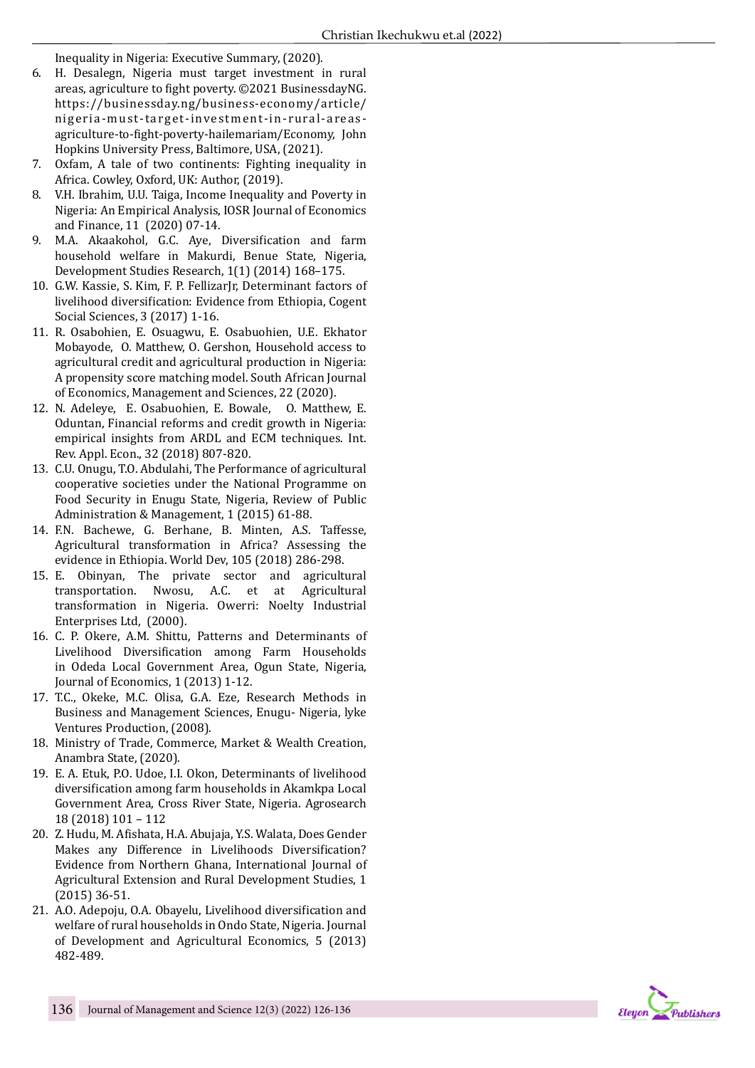Inequality in Nigeria: Executive Summary, (2020).

6. H. Desalegn, Nigeria must target investment in rural areas, agriculture to fight poverty. ©2021 BusinessdayNG. https://businessday.ng/business-economy/article/nigeria-must-target-investment-in-rural-areas-agriculture-to-fight-poverty-hailemariam/Economy, John Hopkins University Press, Baltimore, USA, (2021).
7. Oxfam, A tale of two continents: Fighting inequality in Africa. Cowley, Oxford, UK: Author, (2019).
8. V.H. Ibrahim, U.U. Taiga, Income Inequality and Poverty in Nigeria: An Empirical Analysis, IOSR Journal of Economics and Finance, 11 (2020) 07-14.
9. M.A. Akaakohol, G.C. Aye, Diversification and farm household welfare in Makurdi, Benue State, Nigeria, Development Studies Research, 1(1) (2014) 168–175.
10. G.W. Kassie, S. Kim, F. P. FellizarJr, Determinant factors of livelihood diversification: Evidence from Ethiopia, Cogent Social Sciences, 3 (2017) 1-16.
11. R. Osabohien, E. Osuagwu, E. Osabuohien, U.E. Ekhator Mobayode, O. Matthew, O. Gershon, Household access to agricultural credit and agricultural production in Nigeria: A propensity score matching model. South African Journal of Economics, Management and Sciences, 22 (2020).
12. N. Adeleye, E. Osabuohien, E. Bowale, O. Matthew, E. Oduntan, Financial reforms and credit growth in Nigeria: empirical insights from ARDL and ECM techniques. Int. Rev. Appl. Econ., 32 (2018) 807-820.
13. C.U. Onugu, T.O. Abdulahi, The Performance of agricultural cooperative societies under the National Programme on Food Security in Enugu State, Nigeria, Review of Public Administration & Management, 1 (2015) 61-88.
14. F.N. Bachewe, G. Berhane, B. Minten, A.S. Taffesse, Agricultural transformation in Africa? Assessing the evidence in Ethiopia. World Dev, 105 (2018) 286-298.
15. E. Obinyan, The private sector and agricultural transportation. Nwosu, A.C. et at Agricultural transformation in Nigeria. Owerri: Noelty Industrial Enterprises Ltd, (2000).
16. C. P. Okere, A.M. Shittu, Patterns and Determinants of Livelihood Diversification among Farm Households in Odeda Local Government Area, Ogun State, Nigeria, Journal of Economics, 1 (2013) 1-12.
17. T.C., Okeke, M.C. Olisa, G.A. Eze, Research Methods in Business and Management Sciences, Enugu- Nigeria, lyke Ventures Production, (2008).
18. Ministry of Trade, Commerce, Market & Wealth Creation, Anambra State, (2020).
19. E. A. Etuk, P.O. Udoe, I.I. Okon, Determinants of livelihood diversification among farm households in Akamkpa Local Government Area, Cross River State, Nigeria. Agrosearch 18 (2018) 101 – 112
20. Z. Hudu, M. Afishata, H.A. Abujaja, Y.S. Walata, Does Gender Makes any Difference in Livelihoods Diversification? Evidence from Northern Ghana, International Journal of Agricultural Extension and Rural Development Studies, 1 (2015) 36-51.
21. A.O. Adepoju, O.A. Obayelu, Livelihood diversification and welfare of rural households in Ondo State, Nigeria. Journal of Development and Agricultural Economics, 5 (2013) 482-489.